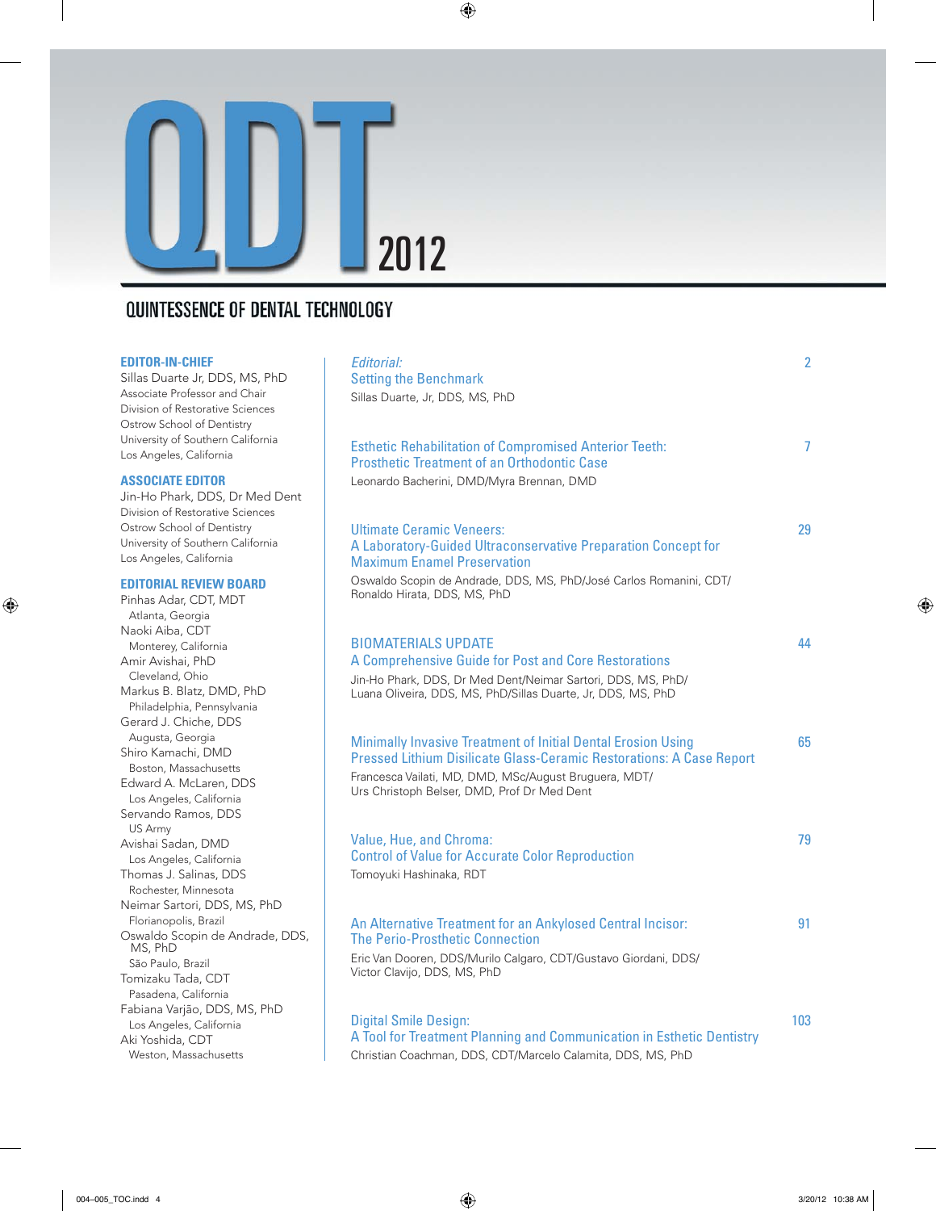# QDT 2012

## QUINTESSENCE OF DENTAL TECHNOLOGY

**EDITOR-IN-CHIEF**
Sillas Duarte Jr, DDS, MS, PhD
Associate Professor and Chair
Division of Restorative Sciences
Ostrow School of Dentistry
University of Southern California
Los Angeles, California

**ASSOCIATE EDITOR**
Jin-Ho Phark, DDS, Dr Med Dent
Division of Restorative Sciences
Ostrow School of Dentistry
University of Southern California
Los Angeles, California

**EDITORIAL REVIEW BOARD**
Pinhas Adar, CDT, MDT
Atlanta, Georgia
Naoki Aiba, CDT
Monterey, California
Amir Avishai, PhD
Cleveland, Ohio
Markus B. Blatz, DMD, PhD
Philadelphia, Pennsylvania
Gerard J. Chiche, DDS
Augusta, Georgia
Shiro Kamachi, DMD
Boston, Massachusetts
Edward A. McLaren, DDS
Los Angeles, California
Servando Ramos, DDS
US Army
Avishai Sadan, DMD
Los Angeles, California
Thomas J. Salinas, DDS
Rochester, Minnesota
Neimar Sartori, DDS, MS, PhD
Florianopolis, Brazil
Oswaldo Scopin de Andrade, DDS, MS, PhD
São Paulo, Brazil
Tomizaku Tada, CDT
Pasadena, California
Fabiana Varjão, DDS, MS, PhD
Los Angeles, California
Aki Yoshida, CDT
Weston, Massachusetts

*Editorial:*
Setting the Benchmark — 2
Sillas Duarte, Jr, DDS, MS, PhD

Esthetic Rehabilitation of Compromised Anterior Teeth: Prosthetic Treatment of an Orthodontic Case — 7
Leonardo Bacherini, DMD/Myra Brennan, DMD

Ultimate Ceramic Veneers: A Laboratory-Guided Ultraconservative Preparation Concept for Maximum Enamel Preservation — 29
Oswaldo Scopin de Andrade, DDS, MS, PhD/José Carlos Romanini, CDT/Ronaldo Hirata, DDS, MS, PhD

BIOMATERIALS UPDATE
A Comprehensive Guide for Post and Core Restorations — 44
Jin-Ho Phark, DDS, Dr Med Dent/Neimar Sartori, DDS, MS, PhD/Luana Oliveira, DDS, MS, PhD/Sillas Duarte, Jr, DDS, MS, PhD

Minimally Invasive Treatment of Initial Dental Erosion Using Pressed Lithium Disilicate Glass-Ceramic Restorations: A Case Report — 65
Francesca Vailati, MD, DMD, MSc/August Bruguera, MDT/Urs Christoph Belser, DMD, Prof Dr Med Dent

Value, Hue, and Chroma: Control of Value for Accurate Color Reproduction — 79
Tomoyuki Hashinaka, RDT

An Alternative Treatment for an Ankylosed Central Incisor: The Perio-Prosthetic Connection — 91
Eric Van Dooren, DDS/Murilo Calgaro, CDT/Gustavo Giordani, DDS/Victor Clavijo, DDS, MS, PhD

Digital Smile Design: A Tool for Treatment Planning and Communication in Esthetic Dentistry — 103
Christian Coachman, DDS, CDT/Marcelo Calamita, DDS, MS, PhD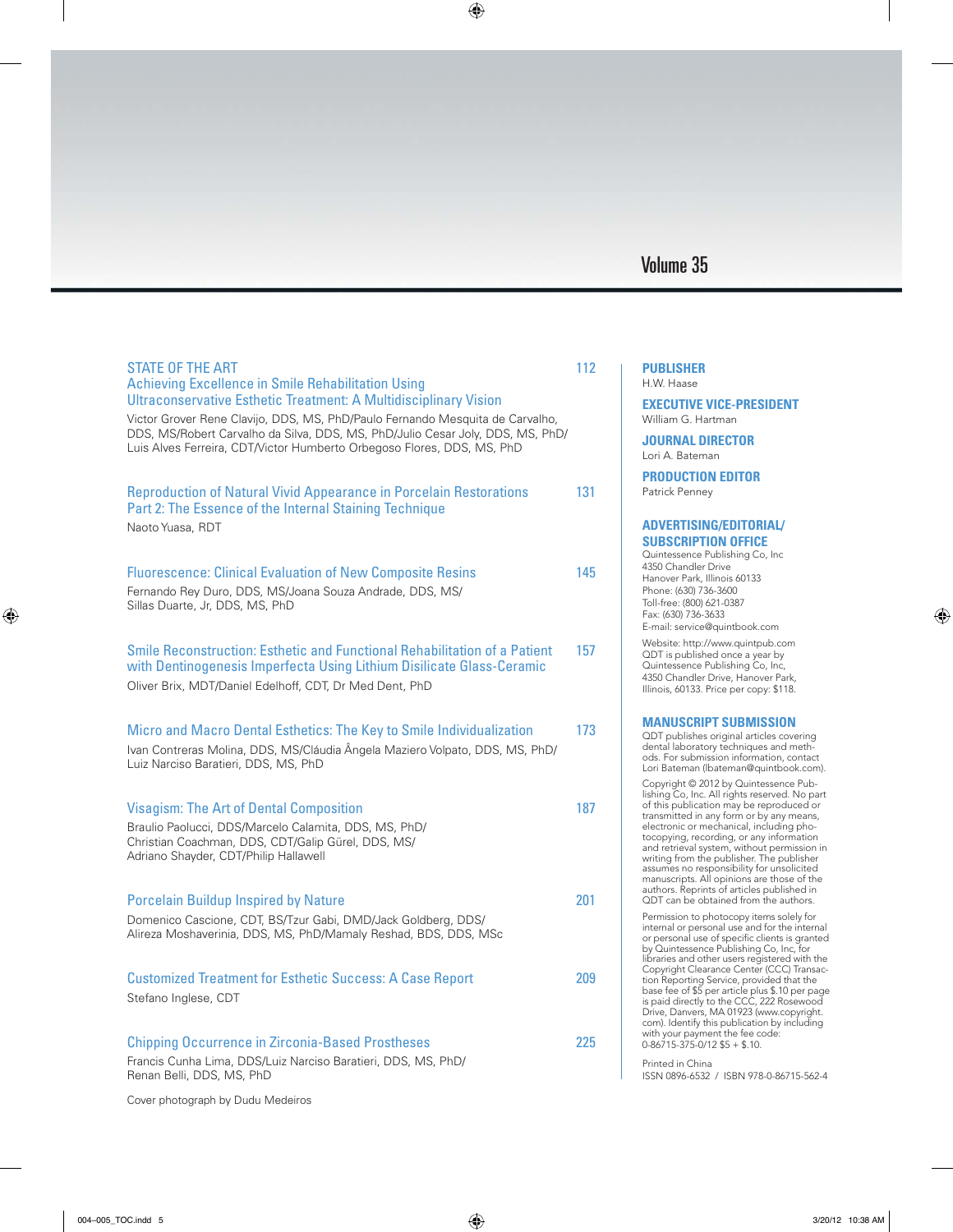# Volume 35

## STATE OF THE ART

**Achieving Excellence in Smile Rehabilitation Using Ultraconservative Esthetic Treatment: A Multidisciplinary Vision** — 112

Victor Grover Rene Clavijo, DDS, MS, PhD/Paulo Fernando Mesquita de Carvalho, DDS, MS/Robert Carvalho da Silva, DDS, MS, PhD/Julio Cesar Joly, DDS, MS, PhD/Luis Alves Ferreira, CDT/Victor Humberto Orbegoso Flores, DDS, MS, PhD

**Reproduction of Natural Vivid Appearance in Porcelain Restorations Part 2: The Essence of the Internal Staining Technique** — 131

Naoto Yuasa, RDT

**Fluorescence: Clinical Evaluation of New Composite Resins** — 145

Fernando Rey Duro, DDS, MS/Joana Souza Andrade, DDS, MS/Sillas Duarte, Jr, DDS, MS, PhD

**Smile Reconstruction: Esthetic and Functional Rehabilitation of a Patient with Dentinogenesis Imperfecta Using Lithium Disilicate Glass-Ceramic** — 157

Oliver Brix, MDT/Daniel Edelhoff, CDT, Dr Med Dent, PhD

**Micro and Macro Dental Esthetics: The Key to Smile Individualization** — 173

Ivan Contreras Molina, DDS, MS/Cláudia Ângela Maziero Volpato, DDS, MS, PhD/Luiz Narciso Baratieri, DDS, MS, PhD

**Visagism: The Art of Dental Composition** — 187

Braulio Paolucci, DDS/Marcelo Calamita, DDS, MS, PhD/Christian Coachman, DDS, CDT/Galip Gürel, DDS, MS/Adriano Shayder, CDT/Philip Hallawell

**Porcelain Buildup Inspired by Nature** — 201

Domenico Cascione, CDT, BS/Tzur Gabi, DMD/Jack Goldberg, DDS/Alireza Moshaverinia, DDS, MS, PhD/Mamaly Reshad, BDS, DDS, MSc

**Customized Treatment for Esthetic Success: A Case Report** — 209

Stefano Inglese, CDT

**Chipping Occurrence in Zirconia-Based Prostheses** — 225

Francis Cunha Lima, DDS/Luiz Narciso Baratieri, DDS, MS, PhD/Renan Belli, DDS, MS, PhD

Cover photograph by Dudu Medeiros

---

**PUBLISHER**
H.W. Haase

**EXECUTIVE VICE-PRESIDENT**
William G. Hartman

**JOURNAL DIRECTOR**
Lori A. Bateman

**PRODUCTION EDITOR**
Patrick Penney

**ADVERTISING/EDITORIAL/SUBSCRIPTION OFFICE**
Quintessence Publishing Co, Inc
4350 Chandler Drive
Hanover Park, Illinois 60133
Phone: (630) 736-3600
Toll-free: (800) 621-0387
Fax: (630) 736-3633
E-mail: service@quintbook.com

Website: http://www.quintpub.com
QDT is published once a year by Quintessence Publishing Co, Inc, 4350 Chandler Drive, Hanover Park, Illinois, 60133. Price per copy: $118.

**MANUSCRIPT SUBMISSION**
QDT publishes original articles covering dental laboratory techniques and methods. For submission information, contact Lori Bateman (lbateman@quintbook.com).

Copyright © 2012 by Quintessence Publishing Co, Inc. All rights reserved. No part of this publication may be reproduced or transmitted in any form or by any means, electronic or mechanical, including photocopying, recording, or any information and retrieval system, without permission in writing from the publisher. The publisher assumes no responsibility for unsolicited manuscripts. All opinions are those of the authors. Reprints of articles published in QDT can be obtained from the authors.

Permission to photocopy items solely for internal or personal use and for the internal or personal use of specific clients is granted by Quintessence Publishing Co, Inc, for libraries and other users registered with the Copyright Clearance Center (CCC) Transaction Reporting Service, provided that the base fee of $5 per article plus $.10 per page is paid directly to the CCC, 222 Rosewood Drive, Danvers, MA 01923 (www.copyright.com). Identify this publication by including with your payment the fee code: 0-86715-375-0/12 $5 + $.10.

Printed in China
ISSN 0896-6532 / ISBN 978-0-86715-562-4